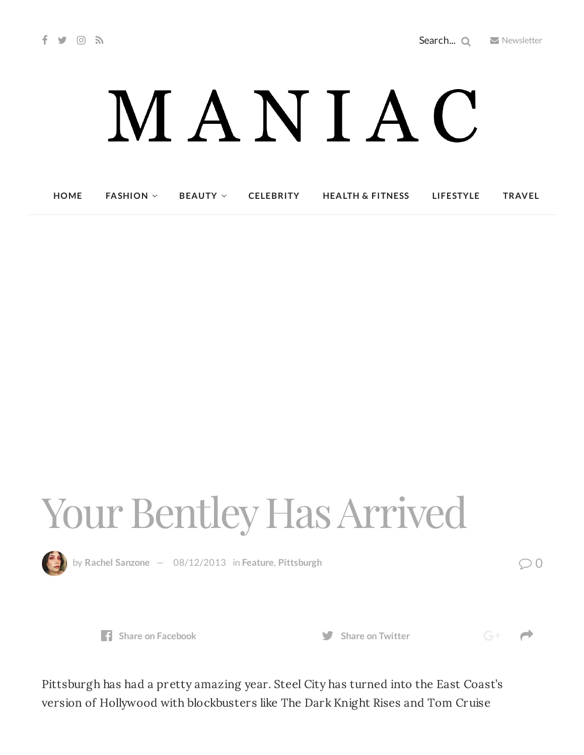# MANIAC

HOME FASHION BEAUTY CELEBRITY HEALTH & FITNESS LIFESTYLE TRAVEL

# Your Bentley Has Arrived

by **Rachel Sanzone** — 08/12/2013 in **Feature**, **Pittsburgh**

Pittsburgh has had a pretty amazing year. Steel City has turned into the East Coast's version of Hollywood with blockbusters like The Dark Knight Rises and Tom Cruise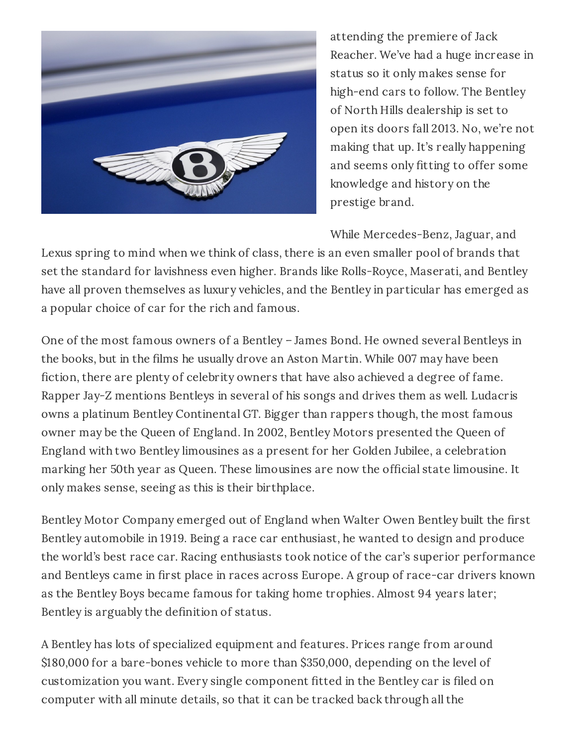attending the premiere of Jack Reacher. We've had a huge increase in status so it only makes sense for high-end cars to follow. The Bentley of North Hills dealership is set to open its doors fall 2013. No, we're not making that up. It's really happening and seems only fitting to offer some knowledge and history on the prestige brand.

While Mercedes-Benz, Jaguar, and Lexus spring to mind when we think of class, there is an even smaller pool of brands that set the standard for lavishness even higher. Brands like Rolls-Royce, Maserati, and Bentley have all proven themselves as luxury vehicles, and the Bentley in particular has emerged as a popular choice of car for the rich and famous.

One of the most famous owners of a Bentley – James Bond. He owned several Bentleys in the books, but in the films he usually drove an Aston Martin. While 007 may have been fiction, there are plenty of celebrity owners that have also achieved a degree of fame. Rapper Jay-Z mentions Bentleys in several of his songs and drives them as well. Ludacris owns a platinum Bentley Continental GT. Bigger than rappers though, the most famous owner may be the Queen of England. In 2002, Bentley Motors presented the Queen of England with two Bentley limousines as a present for her Golden Jubilee, a celebration marking her 50th year as Queen. These limousines are now the official state limousine. It only makes sense, seeing as this is their birthplace.

Bentley Motor Company emerged out of England when Walter Owen Bentley built the first Bentley automobile in 1919. Being a race car enthusiast, he wanted to design and produce the world's best race car. Racing enthusiasts took notice of the car's superior performance and Bentleys came in first place in races across Europe. A group of race-car drivers known as the Bentley Boys became famous for taking home trophies. Almost 94 years later; Bentley is arguably the definition of status.

A Bentley has lots of specialized equipment and features. Prices range from around $180,000 for a bare-bones vehicle to more than $350,000, depending on the level of customization you want. Every single component fitted in the Bentley car is filed on computer with all minute details, so that it can be tracked back through all the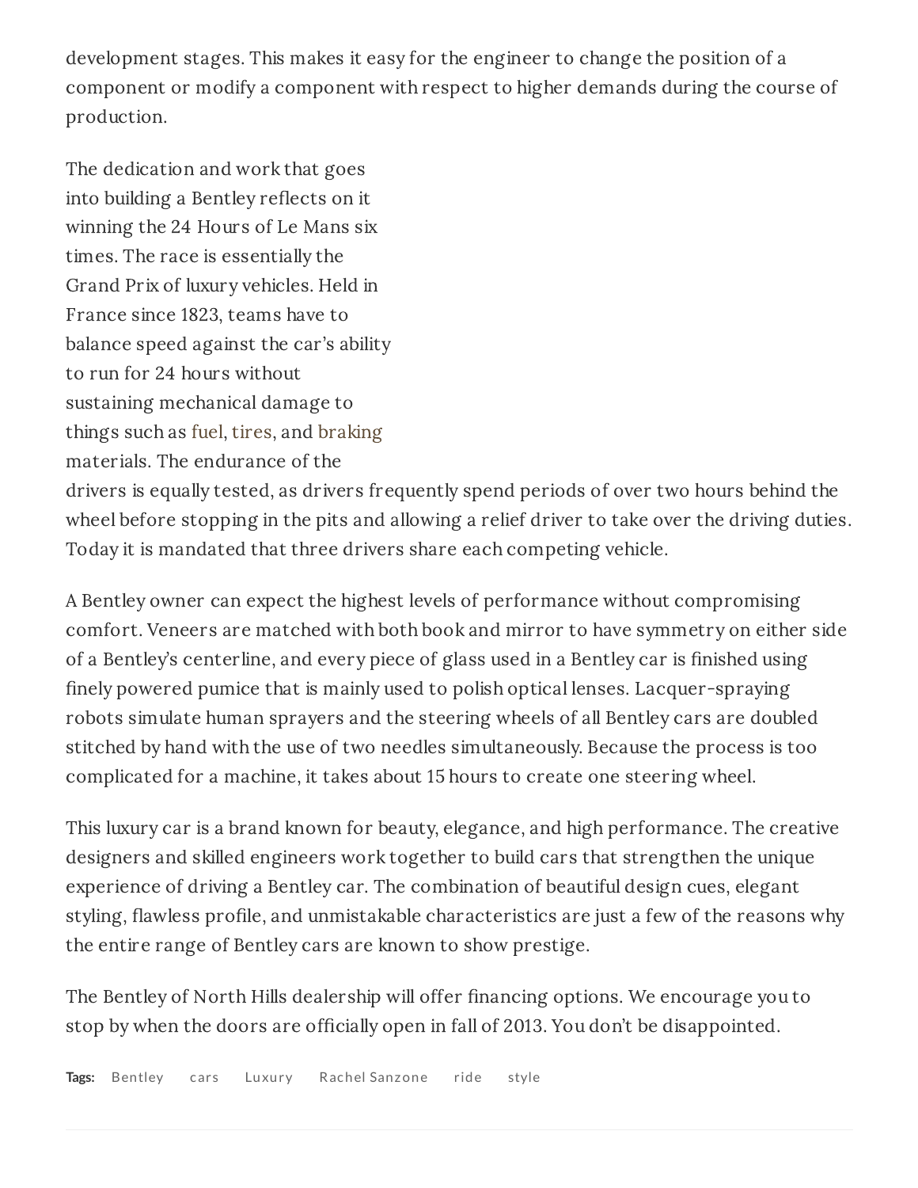development stages. This makes it easy for the engineer to change the position of a component or modify a component with respect to higher demands during the course of production.

The dedication and work that goes into building a Bentley reflects on it winning the 24 Hours of Le Mans six times. The race is essentially the Grand Prix of luxury vehicles. Held in France since 1823, teams have to balance speed against the car's ability to run for 24 hours without sustaining mechanical damage to things such as fuel, tires, and braking materials. The endurance of the drivers is equally tested, as drivers frequently spend periods of over two hours behind the wheel before stopping in the pits and allowing a relief driver to take over the driving duties. Today it is mandated that three drivers share each competing vehicle.

A Bentley owner can expect the highest levels of performance without compromising comfort. Veneers are matched with both book and mirror to have symmetry on either side of a Bentley's centerline, and every piece of glass used in a Bentley car is finished using finely powered pumice that is mainly used to polish optical lenses. Lacquer-spraying robots simulate human sprayers and the steering wheels of all Bentley cars are doubled stitched by hand with the use of two needles simultaneously. Because the process is too complicated for a machine, it takes about 15 hours to create one steering wheel.

This luxury car is a brand known for beauty, elegance, and high performance. The creative designers and skilled engineers work together to build cars that strengthen the unique experience of driving a Bentley car. The combination of beautiful design cues, elegant styling, flawless profile, and unmistakable characteristics are just a few of the reasons why the entire range of Bentley cars are known to show prestige.

The Bentley of North Hills dealership will offer financing options. We encourage you to stop by when the doors are officially open in fall of 2013. You don't be disappointed.

**Tags:** Bentley cars Luxury Rachel Sanzone ride style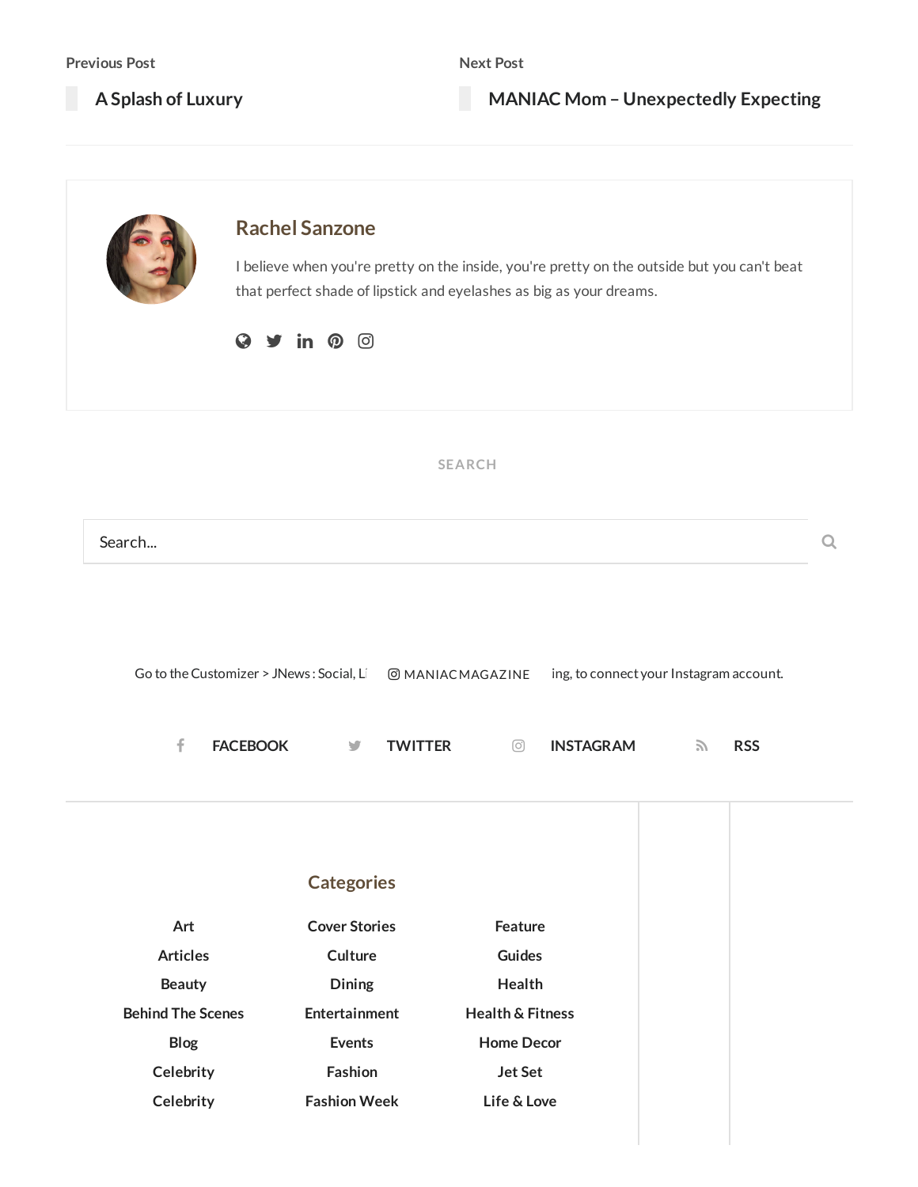Previous Post

**A Splash of Luxury**

Next Post

**MANIAC Mom – Unexpectedly Expecting**

## Rachel Sanzone

I believe when you're pretty on the inside, you're pretty on the outside but you can't beat that perfect shade of lipstick and eyelashes as big as your dreams.

SEARCH

Search...

Go to the Customizer > JNews : Social, Li MANIACMAGAZINE ing, to connect your Instagram account.

FACEBOOK TWITTER INSTAGRAM RSS

## Categories

- Art
- Articles
- Beauty
- Behind The Scenes
- Blog
- Celebrity
- Celebrity
- Cover Stories
- Culture
- Dining
- Entertainment
- Events
- Fashion
- Fashion Week
- Feature
- Guides
- Health
- Health & Fitness
- Home Decor
- Jet Set
- Life & Love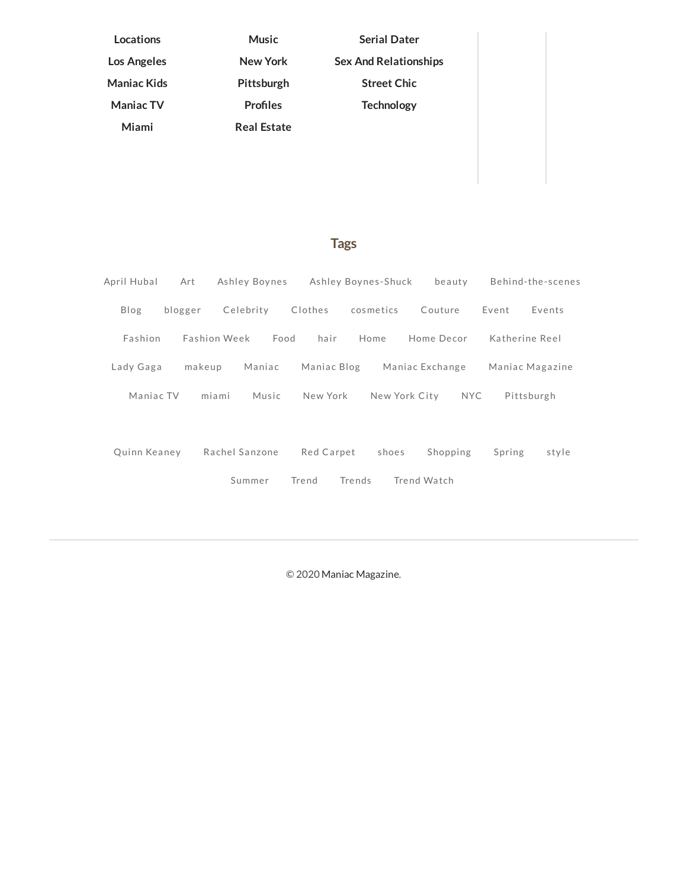**Locations**

**Los Angeles**

**Maniac Kids**

**Maniac TV**

**Miami**

**Music**

**New York**

**Pittsburgh**

**Profiles**

**Real Estate**

**Serial Dater**

**Sex And Relationships**

**Street Chic**

**Technology**

## Tags

April Hubal Art Ashley Boynes Ashley Boynes-Shuck beauty Behind-the-scenes

Blog blogger Celebrity Clothes cosmetics Couture Event Events

Fashion Fashion Week Food hair Home Home Decor Katherine Reel

Lady Gaga makeup Maniac Maniac Blog Maniac Exchange Maniac Magazine

Maniac TV miami Music New York New York City NYC Pittsburgh

Quinn Keaney Rachel Sanzone Red Carpet shoes Shopping Spring style

Summer Trend Trends Trend Watch

---

© 2020 Maniac Magazine.